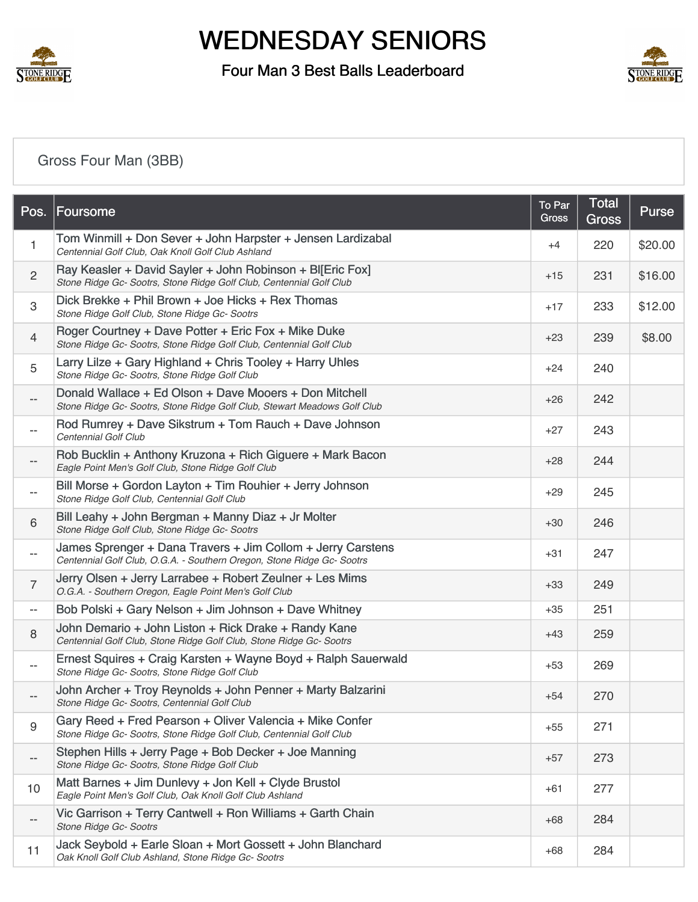# WEDNESDAY SENIORS

## Four Man 3 Best Balls Leaderboard

### Gross Four Man (3BB)

| Pos. | Foursome | To Par Gross | Total Gross | Purse |
|---|---|---|---|---|
| 1 | Tom Winmill + Don Sever + John Harpster + Jensen Lardizabal<br>*Centennial Golf Club, Oak Knoll Golf Club Ashland* | +4 | 220 | $20.00 |
| 2 | Ray Keasler + David Sayler + John Robinson + Bl[Eric Fox]<br>*Stone Ridge Gc- Sootrs, Stone Ridge Golf Club, Centennial Golf Club* | +15 | 231 | $16.00 |
| 3 | Dick Brekke + Phil Brown + Joe Hicks + Rex Thomas<br>*Stone Ridge Golf Club, Stone Ridge Gc- Sootrs* | +17 | 233 | $12.00 |
| 4 | Roger Courtney + Dave Potter + Eric Fox + Mike Duke<br>*Stone Ridge Gc- Sootrs, Stone Ridge Golf Club, Centennial Golf Club* | +23 | 239 | $8.00 |
| 5 | Larry Lilze + Gary Highland + Chris Tooley + Harry Uhles<br>*Stone Ridge Gc- Sootrs, Stone Ridge Golf Club* | +24 | 240 | |
| -- | Donald Wallace + Ed Olson + Dave Mooers + Don Mitchell<br>*Stone Ridge Gc- Sootrs, Stone Ridge Golf Club, Stewart Meadows Golf Club* | +26 | 242 | |
| -- | Rod Rumrey + Dave Sikstrum + Tom Rauch + Dave Johnson<br>*Centennial Golf Club* | +27 | 243 | |
| -- | Rob Bucklin + Anthony Kruzona + Rich Giguere + Mark Bacon<br>*Eagle Point Men's Golf Club, Stone Ridge Golf Club* | +28 | 244 | |
| -- | Bill Morse + Gordon Layton + Tim Rouhier + Jerry Johnson<br>*Stone Ridge Golf Club, Centennial Golf Club* | +29 | 245 | |
| 6 | Bill Leahy + John Bergman + Manny Diaz + Jr Molter<br>*Stone Ridge Golf Club, Stone Ridge Gc- Sootrs* | +30 | 246 | |
| -- | James Sprenger + Dana Travers + Jim Collom + Jerry Carstens<br>*Centennial Golf Club, O.G.A. - Southern Oregon, Stone Ridge Gc- Sootrs* | +31 | 247 | |
| 7 | Jerry Olsen + Jerry Larrabee + Robert Zeulner + Les Mims<br>*O.G.A. - Southern Oregon, Eagle Point Men's Golf Club* | +33 | 249 | |
| -- | Bob Polski + Gary Nelson + Jim Johnson + Dave Whitney | +35 | 251 | |
| 8 | John Demario + John Liston + Rick Drake + Randy Kane<br>*Centennial Golf Club, Stone Ridge Golf Club, Stone Ridge Gc- Sootrs* | +43 | 259 | |
| -- | Ernest Squires + Craig Karsten + Wayne Boyd + Ralph Sauerwald<br>*Stone Ridge Gc- Sootrs, Stone Ridge Golf Club* | +53 | 269 | |
| -- | John Archer + Troy Reynolds + John Penner + Marty Balzarini<br>*Stone Ridge Gc- Sootrs, Centennial Golf Club* | +54 | 270 | |
| 9 | Gary Reed + Fred Pearson + Oliver Valencia + Mike Confer<br>*Stone Ridge Gc- Sootrs, Stone Ridge Golf Club, Centennial Golf Club* | +55 | 271 | |
| -- | Stephen Hills + Jerry Page + Bob Decker + Joe Manning<br>*Stone Ridge Gc- Sootrs, Stone Ridge Golf Club* | +57 | 273 | |
| 10 | Matt Barnes + Jim Dunlevy + Jon Kell + Clyde Brustol<br>*Eagle Point Men's Golf Club, Oak Knoll Golf Club Ashland* | +61 | 277 | |
| -- | Vic Garrison + Terry Cantwell + Ron Williams + Garth Chain<br>*Stone Ridge Gc- Sootrs* | +68 | 284 | |
| 11 | Jack Seybold + Earle Sloan + Mort Gossett + John Blanchard<br>*Oak Knoll Golf Club Ashland, Stone Ridge Gc- Sootrs* | +68 | 284 | |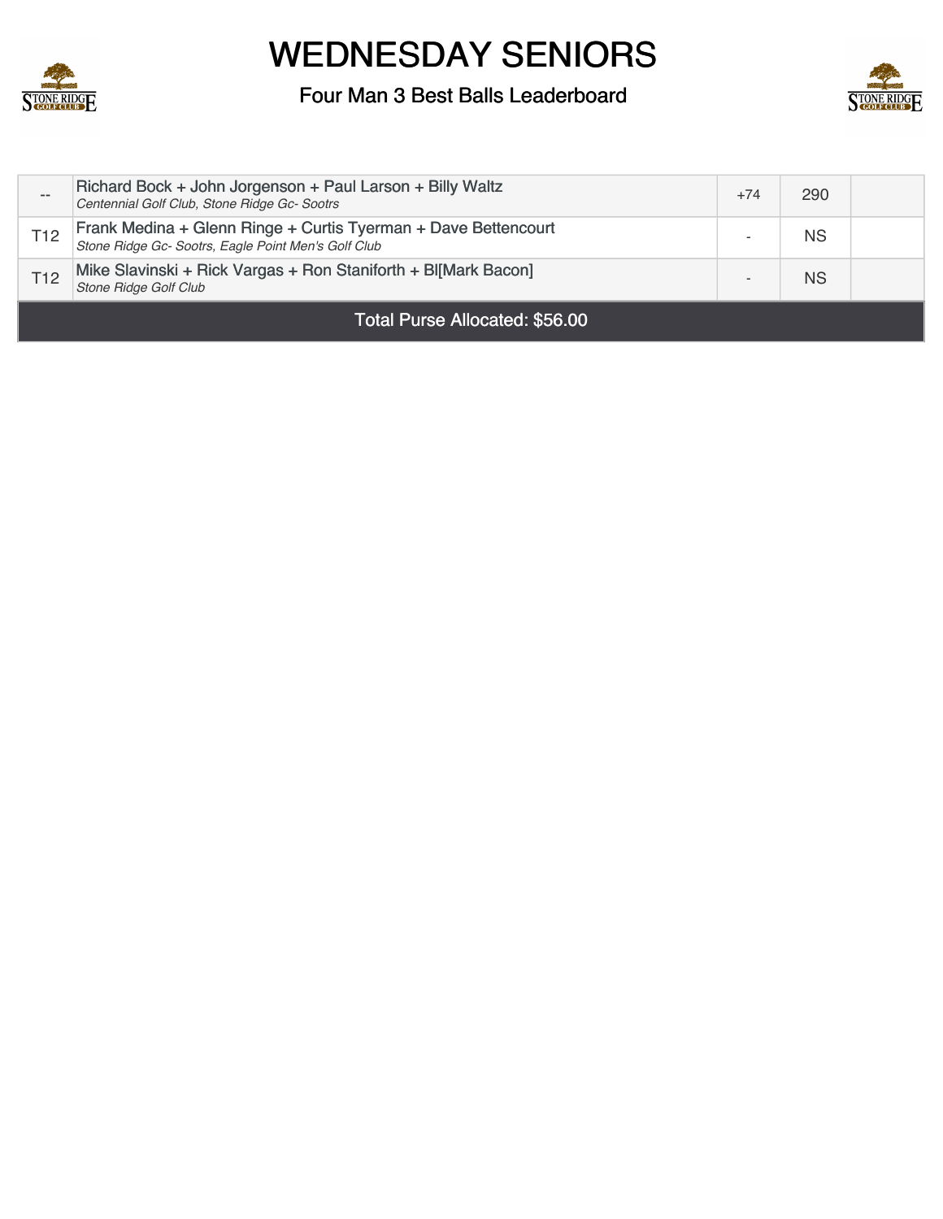# WEDNESDAY SENIORS

## Four Man 3 Best Balls Leaderboard

| | | | | |
|---|---|---|---|---|
| -- | Richard Bock + John Jorgenson + Paul Larson + Billy Waltz<br>*Centennial Golf Club, Stone Ridge Gc- Sootrs* | +74 | 290 | |
| T12 | Frank Medina + Glenn Ringe + Curtis Tyerman + Dave Bettencourt<br>*Stone Ridge Gc- Sootrs, Eagle Point Men's Golf Club* | - | NS | |
| T12 | Mike Slavinski + Rick Vargas + Ron Staniforth + Bl[Mark Bacon]<br>*Stone Ridge Golf Club* | - | NS | |

Total Purse Allocated: $56.00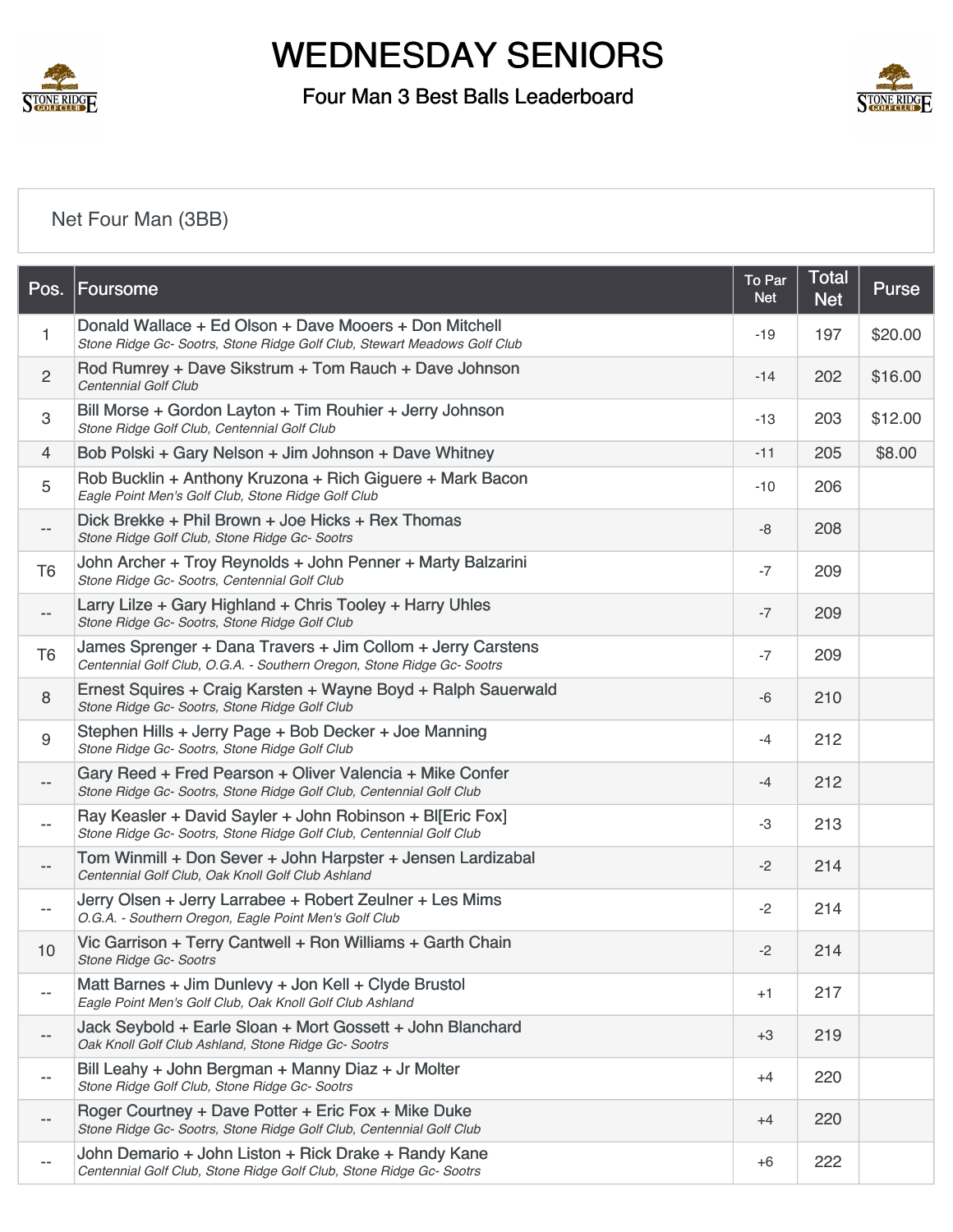# WEDNESDAY SENIORS

## Four Man 3 Best Balls Leaderboard

### Net Four Man (3BB)

| Pos. | Foursome | To Par Net | Total Net | Purse |
|---|---|---|---|---|
| 1 | Donald Wallace + Ed Olson + Dave Mooers + Don Mitchell<br>*Stone Ridge Gc- Sootrs, Stone Ridge Golf Club, Stewart Meadows Golf Club* | -19 | 197 | $20.00 |
| 2 | Rod Rumrey + Dave Sikstrum + Tom Rauch + Dave Johnson<br>*Centennial Golf Club* | -14 | 202 | $16.00 |
| 3 | Bill Morse + Gordon Layton + Tim Rouhier + Jerry Johnson<br>*Stone Ridge Golf Club, Centennial Golf Club* | -13 | 203 | $12.00 |
| 4 | Bob Polski + Gary Nelson + Jim Johnson + Dave Whitney | -11 | 205 | $8.00 |
| 5 | Rob Bucklin + Anthony Kruzona + Rich Giguere + Mark Bacon<br>*Eagle Point Men's Golf Club, Stone Ridge Golf Club* | -10 | 206 | |
| -- | Dick Brekke + Phil Brown + Joe Hicks + Rex Thomas<br>*Stone Ridge Golf Club, Stone Ridge Gc- Sootrs* | -8 | 208 | |
| T6 | John Archer + Troy Reynolds + John Penner + Marty Balzarini<br>*Stone Ridge Gc- Sootrs, Centennial Golf Club* | -7 | 209 | |
| -- | Larry Lilze + Gary Highland + Chris Tooley + Harry Uhles<br>*Stone Ridge Gc- Sootrs, Stone Ridge Golf Club* | -7 | 209 | |
| T6 | James Sprenger + Dana Travers + Jim Collom + Jerry Carstens<br>*Centennial Golf Club, O.G.A. - Southern Oregon, Stone Ridge Gc- Sootrs* | -7 | 209 | |
| 8 | Ernest Squires + Craig Karsten + Wayne Boyd + Ralph Sauerwald<br>*Stone Ridge Gc- Sootrs, Stone Ridge Golf Club* | -6 | 210 | |
| 9 | Stephen Hills + Jerry Page + Bob Decker + Joe Manning<br>*Stone Ridge Gc- Sootrs, Stone Ridge Golf Club* | -4 | 212 | |
| -- | Gary Reed + Fred Pearson + Oliver Valencia + Mike Confer<br>*Stone Ridge Gc- Sootrs, Stone Ridge Golf Club, Centennial Golf Club* | -4 | 212 | |
| -- | Ray Keasler + David Sayler + John Robinson + Bl[Eric Fox]<br>*Stone Ridge Gc- Sootrs, Stone Ridge Golf Club, Centennial Golf Club* | -3 | 213 | |
| -- | Tom Winmill + Don Sever + John Harpster + Jensen Lardizabal<br>*Centennial Golf Club, Oak Knoll Golf Club Ashland* | -2 | 214 | |
| -- | Jerry Olsen + Jerry Larrabee + Robert Zeulner + Les Mims<br>*O.G.A. - Southern Oregon, Eagle Point Men's Golf Club* | -2 | 214 | |
| 10 | Vic Garrison + Terry Cantwell + Ron Williams + Garth Chain<br>*Stone Ridge Gc- Sootrs* | -2 | 214 | |
| -- | Matt Barnes + Jim Dunlevy + Jon Kell + Clyde Brustol<br>*Eagle Point Men's Golf Club, Oak Knoll Golf Club Ashland* | +1 | 217 | |
| -- | Jack Seybold + Earle Sloan + Mort Gossett + John Blanchard<br>*Oak Knoll Golf Club Ashland, Stone Ridge Gc- Sootrs* | +3 | 219 | |
| -- | Bill Leahy + John Bergman + Manny Diaz + Jr Molter<br>*Stone Ridge Golf Club, Stone Ridge Gc- Sootrs* | +4 | 220 | |
| -- | Roger Courtney + Dave Potter + Eric Fox + Mike Duke<br>*Stone Ridge Gc- Sootrs, Stone Ridge Golf Club, Centennial Golf Club* | +4 | 220 | |
| -- | John Demario + John Liston + Rick Drake + Randy Kane<br>*Centennial Golf Club, Stone Ridge Golf Club, Stone Ridge Gc- Sootrs* | +6 | 222 | |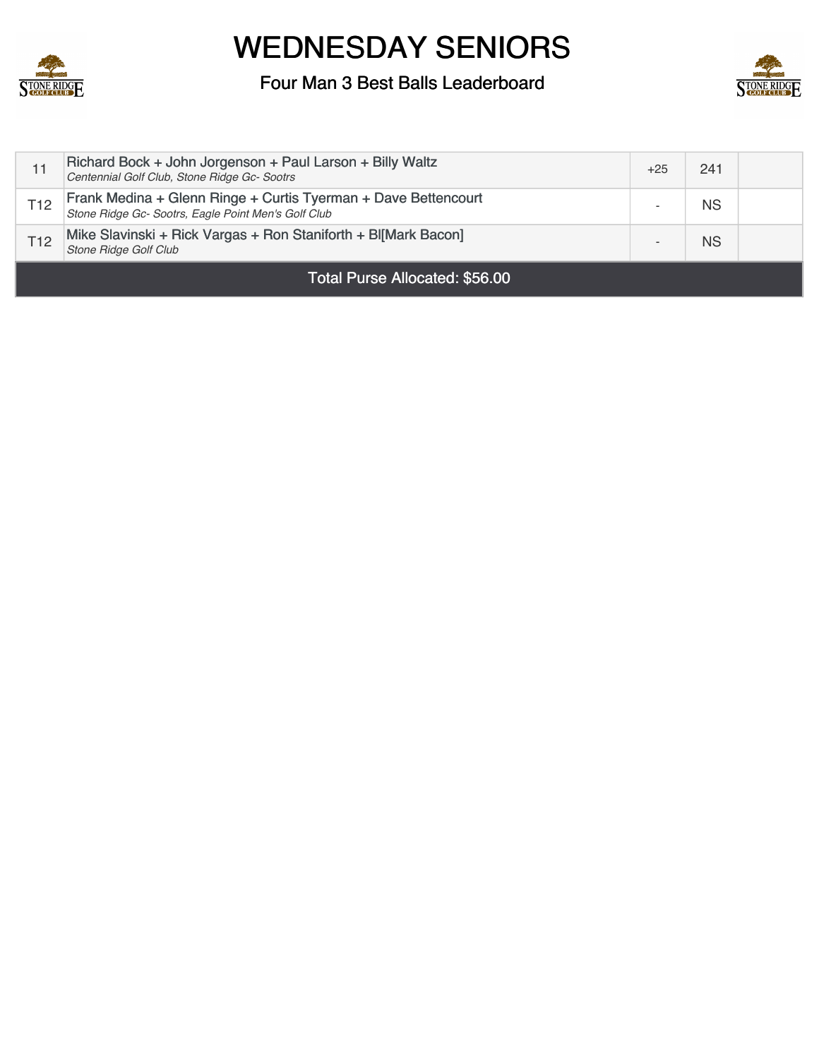# WEDNESDAY SENIORS

## Four Man 3 Best Balls Leaderboard

| | | | | |
|---|---|---|---|---|
| 11 | Richard Bock + John Jorgenson + Paul Larson + Billy Waltz<br>*Centennial Golf Club, Stone Ridge Gc- Sootrs* | +25 | 241 | |
| T12 | Frank Medina + Glenn Ringe + Curtis Tyerman + Dave Bettencourt<br>*Stone Ridge Gc- Sootrs, Eagle Point Men's Golf Club* | - | NS | |
| T12 | Mike Slavinski + Rick Vargas + Ron Staniforth + Bl[Mark Bacon]<br>*Stone Ridge Golf Club* | - | NS | |

Total Purse Allocated: $56.00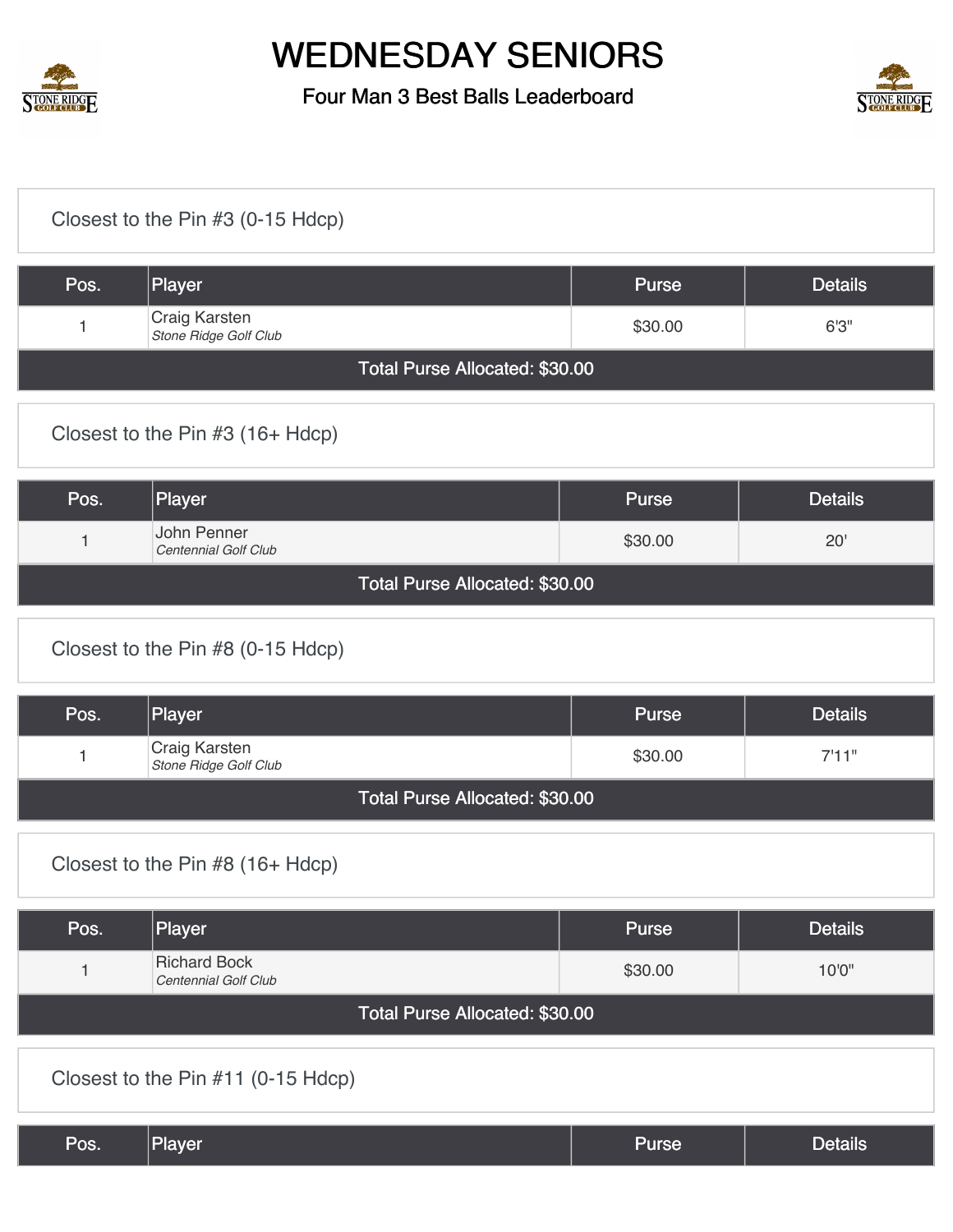# WEDNESDAY SENIORS

Four Man 3 Best Balls Leaderboard

## Closest to the Pin #3 (0-15 Hdcp)

| Pos. | Player | Purse | Details |
|---|---|---|---|
| 1 | Craig Karsten<br>*Stone Ridge Golf Club* | $30.00 | 6'3" |
| Total Purse Allocated: $30.00 | | | |

## Closest to the Pin #3 (16+ Hdcp)

| Pos. | Player | Purse | Details |
|---|---|---|---|
| 1 | John Penner<br>*Centennial Golf Club* | $30.00 | 20' |
| Total Purse Allocated: $30.00 | | | |

## Closest to the Pin #8 (0-15 Hdcp)

| Pos. | Player | Purse | Details |
|---|---|---|---|
| 1 | Craig Karsten<br>*Stone Ridge Golf Club* | $30.00 | 7'11" |
| Total Purse Allocated: $30.00 | | | |

## Closest to the Pin #8 (16+ Hdcp)

| Pos. | Player | Purse | Details |
|---|---|---|---|
| 1 | Richard Bock<br>*Centennial Golf Club* | $30.00 | 10'0" |
| Total Purse Allocated: $30.00 | | | |

## Closest to the Pin #11 (0-15 Hdcp)

| Pos. | Player | Purse | Details |
|---|---|---|---|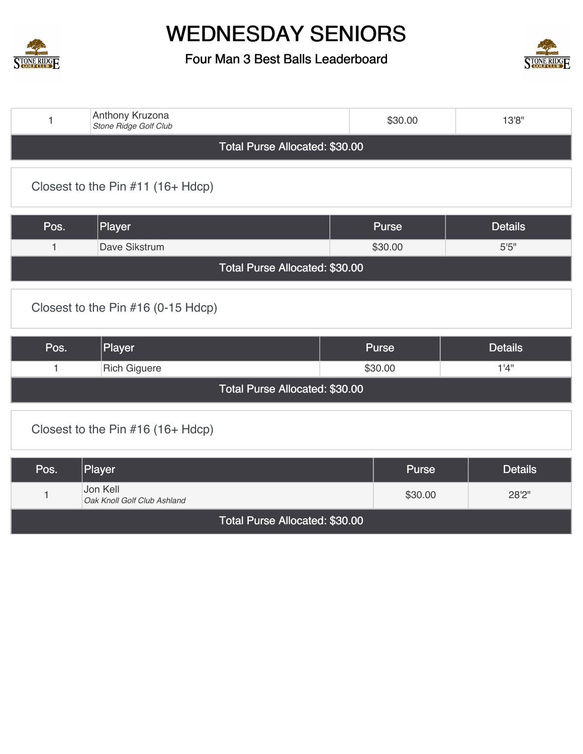# WEDNESDAY SENIORS

## Four Man 3 Best Balls Leaderboard

| | | | |
|---|---|---|---|
| 1 | Anthony Kruzona *Stone Ridge Golf Club* | $30.00 | 13'8" |

Total Purse Allocated: $30.00

### Closest to the Pin #11 (16+ Hdcp)

| Pos. | Player | Purse | Details |
|---|---|---|---|
| 1 | Dave Sikstrum | $30.00 | 5'5" |

Total Purse Allocated: $30.00

### Closest to the Pin #16 (0-15 Hdcp)

| Pos. | Player | Purse | Details |
|---|---|---|---|
| 1 | Rich Giguere | $30.00 | 1'4" |

Total Purse Allocated: $30.00

### Closest to the Pin #16 (16+ Hdcp)

| Pos. | Player | Purse | Details |
|---|---|---|---|
| 1 | Jon Kell *Oak Knoll Golf Club Ashland* | $30.00 | 28'2" |

Total Purse Allocated: $30.00